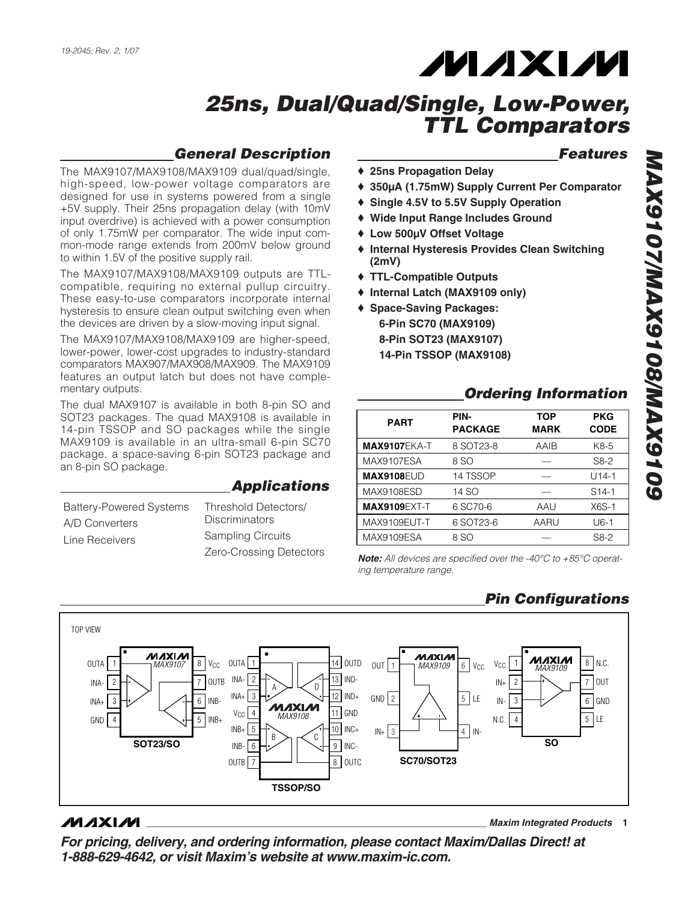19-2045; Rev. 2; 1/07

# 25ns, Dual/Quad/Single, Low-Power, TTL Comparators

## General Description

The MAX9107/MAX9108/MAX9109 dual/quad/single, high-speed, low-power voltage comparators are designed for use in systems powered from a single +5V supply. Their 25ns propagation delay (with 10mV input overdrive) is achieved with a power consumption of only 1.75mW per comparator. The wide input common-mode range extends from 200mV below ground to within 1.5V of the positive supply rail.

The MAX9107/MAX9108/MAX9109 outputs are TTL-compatible, requiring no external pullup circuitry. These easy-to-use comparators incorporate internal hysteresis to ensure clean output switching even when the devices are driven by a slow-moving input signal.

The MAX9107/MAX9108/MAX9109 are higher-speed, lower-power, lower-cost upgrades to industry-standard comparators MAX907/MAX908/MAX909. The MAX9109 features an output latch but does not have complementary outputs.

The dual MAX9107 is available in both 8-pin SO and SOT23 packages. The quad MAX9108 is available in 14-pin TSSOP and SO packages while the single MAX9109 is available in an ultra-small 6-pin SC70 package, a space-saving 6-pin SOT23 package and an 8-pin SO package.

## Applications

- Battery-Powered Systems
- A/D Converters
- Line Receivers
- Threshold Detectors/Discriminators
- Sampling Circuits
- Zero-Crossing Detectors

## Features

- 25ns Propagation Delay
- 350µA (1.75mW) Supply Current Per Comparator
- Single 4.5V to 5.5V Supply Operation
- Wide Input Range Includes Ground
- Low 500µV Offset Voltage
- Internal Hysteresis Provides Clean Switching (2mV)
- TTL-Compatible Outputs
- Internal Latch (MAX9109 only)
- Space-Saving Packages:
  - 6-Pin SC70 (MAX9109)
  - 8-Pin SOT23 (MAX9107)
  - 14-Pin TSSOP (MAX9108)

## Ordering Information

| PART | PIN-PACKAGE | TOP MARK | PKG CODE |
|---|---|---|---|
| **MAX9107**EKA-T | 8 SOT23-8 | AAIB | K8-5 |
| MAX9107ESA | 8 SO | — | S8-2 |
| **MAX9108**EUD | 14 TSSOP | — | U14-1 |
| MAX9108ESD | 14 SO | — | S14-1 |
| **MAX9109**EXT-T | 6 SC70-6 | AAU | X6S-1 |
| MAX9109EUT-T | 6 SOT23-6 | AARU | U6-1 |
| MAX9109ESA | 8 SO | — | S8-2 |

***Note:*** *All devices are specified over the -40°C to +85°C operating temperature range.*

## Pin Configurations

TOP VIEW

**MAX9107 (SOT23/SO):** 1 OUTA, 2 INA-, 3 INA+, 4 GND, 5 INB+, 6 INB-, 7 OUTB, 8 $V_{CC}$

**MAX9108 (TSSOP/SO):** 1 OUTA, 2 INA-, 3 INA+, 4 $V_{CC}$, 5 INB+, 6 INB-, 7 OUTB, 8 OUTC, 9 INC-, 10 INC+, 11 GND, 12 IND+, 13 IND-, 14 OUTD

**MAX9109 (SC70/SOT23):** 1 OUT, 2 GND, 3 IN+, 4 IN-, 5 LE, 6 $V_{CC}$

**MAX9109 (SO):** 1 $V_{CC}$, 2 IN+, 3 IN-, 4 N.C., 5 LE, 6 GND, 7 OUT, 8 N.C.

**For pricing, delivery, and ordering information, please contact Maxim/Dallas Direct! at 1-888-629-4642, or visit Maxim's website at www.maxim-ic.com.**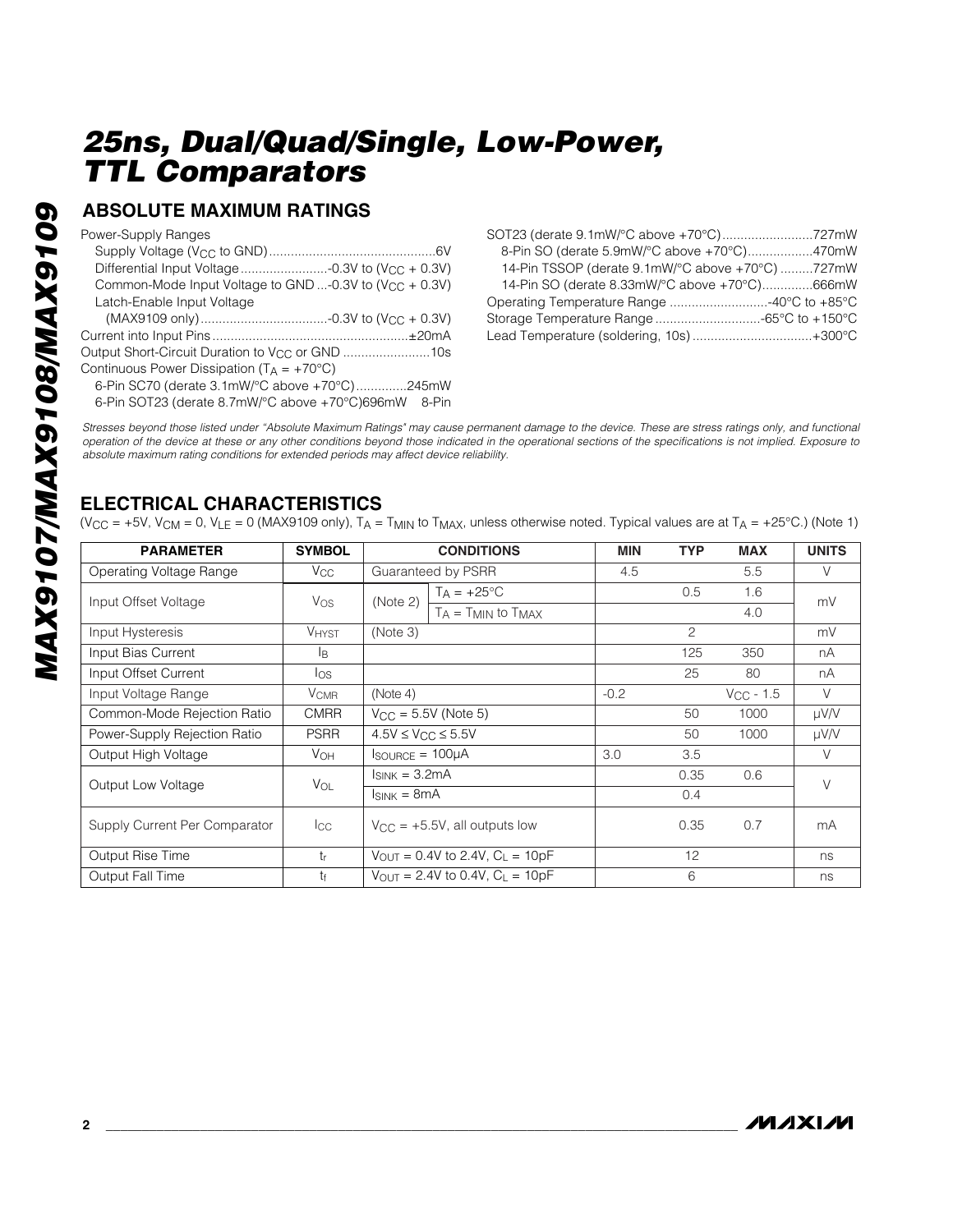# 25ns, Dual/Quad/Single, Low-Power, TTL Comparators

## ABSOLUTE MAXIMUM RATINGS

Power-Supply Ranges
- Supply Voltage ($V_{CC}$ to GND)......................................6V
- Differential Input Voltage........................-0.3V to ($V_{CC}$ + 0.3V)
- Common-Mode Input Voltage to GND ...-0.3V to ($V_{CC}$ + 0.3V)
- Latch-Enable Input Voltage (MAX9109 only)..................................-0.3V to ($V_{CC}$ + 0.3V)

Current into Input Pins......................................................±20mA

Output Short-Circuit Duration to $V_{CC}$ or GND ........................10s

Continuous Power Dissipation ($T_A$ = +70°C)
- 6-Pin SC70 (derate 3.1mW/°C above +70°C)..............245mW
- 6-Pin SOT23 (derate 8.7mW/°C above +70°C)696mW
- 8-Pin SOT23 (derate 9.1mW/°C above +70°C).........................727mW
- 8-Pin SO (derate 5.9mW/°C above +70°C)..................470mW
- 14-Pin TSSOP (derate 9.1mW/°C above +70°C) .........727mW
- 14-Pin SO (derate 8.33mW/°C above +70°C)..............666mW

Operating Temperature Range ...........................-40°C to +85°C

Storage Temperature Range .............................-65°C to +150°C

Lead Temperature (soldering, 10s) .................................+300°C

*Stresses beyond those listed under "Absolute Maximum Ratings" may cause permanent damage to the device. These are stress ratings only, and functional operation of the device at these or any other conditions beyond those indicated in the operational sections of the specifications is not implied. Exposure to absolute maximum rating conditions for extended periods may affect device reliability.*

## ELECTRICAL CHARACTERISTICS

($V_{CC}$ = +5V, $V_{CM}$ = 0, $V_{LE}$ = 0 (MAX9109 only), $T_A$ = $T_{MIN}$ to $T_{MAX}$, unless otherwise noted. Typical values are at $T_A$ = +25°C.) (Note 1)

| PARAMETER | SYMBOL | CONDITIONS | | MIN | TYP | MAX | UNITS |
|---|---|---|---|---|---|---|---|
| Operating Voltage Range | $V_{CC}$ | Guaranteed by PSRR | | 4.5 | | 5.5 | V |
| Input Offset Voltage | $V_{OS}$ | (Note 2) | $T_A$ = +25°C | | 0.5 | 1.6 | mV |
| | | | $T_A$ = $T_{MIN}$ to $T_{MAX}$ | | | 4.0 | |
| Input Hysteresis | $V_{HYST}$ | (Note 3) | | | 2 | | mV |
| Input Bias Current | $I_B$ | | | | 125 | 350 | nA |
| Input Offset Current | $I_{OS}$ | | | | 25 | 80 | nA |
| Input Voltage Range | $V_{CMR}$ | (Note 4) | | -0.2 | | $V_{CC}$ - 1.5 | V |
| Common-Mode Rejection Ratio | CMRR | $V_{CC}$ = 5.5V (Note 5) | | | 50 | 1000 | µV/V |
| Power-Supply Rejection Ratio | PSRR | 4.5V ≤ $V_{CC}$ ≤ 5.5V | | | 50 | 1000 | µV/V |
| Output High Voltage | $V_{OH}$ | $I_{SOURCE}$ = 100µA | | 3.0 | 3.5 | | V |
| Output Low Voltage | $V_{OL}$ | $I_{SINK}$ = 3.2mA | | | 0.35 | 0.6 | V |
| | | $I_{SINK}$ = 8mA | | | 0.4 | | |
| Supply Current Per Comparator | $I_{CC}$ | $V_{CC}$ = +5.5V, all outputs low | | | 0.35 | 0.7 | mA |
| Output Rise Time | $t_r$ | $V_{OUT}$ = 0.4V to 2.4V, $C_L$ = 10pF | | | 12 | | ns |
| Output Fall Time | $t_f$ | $V_{OUT}$ = 2.4V to 0.4V, $C_L$ = 10pF | | | 6 | | ns |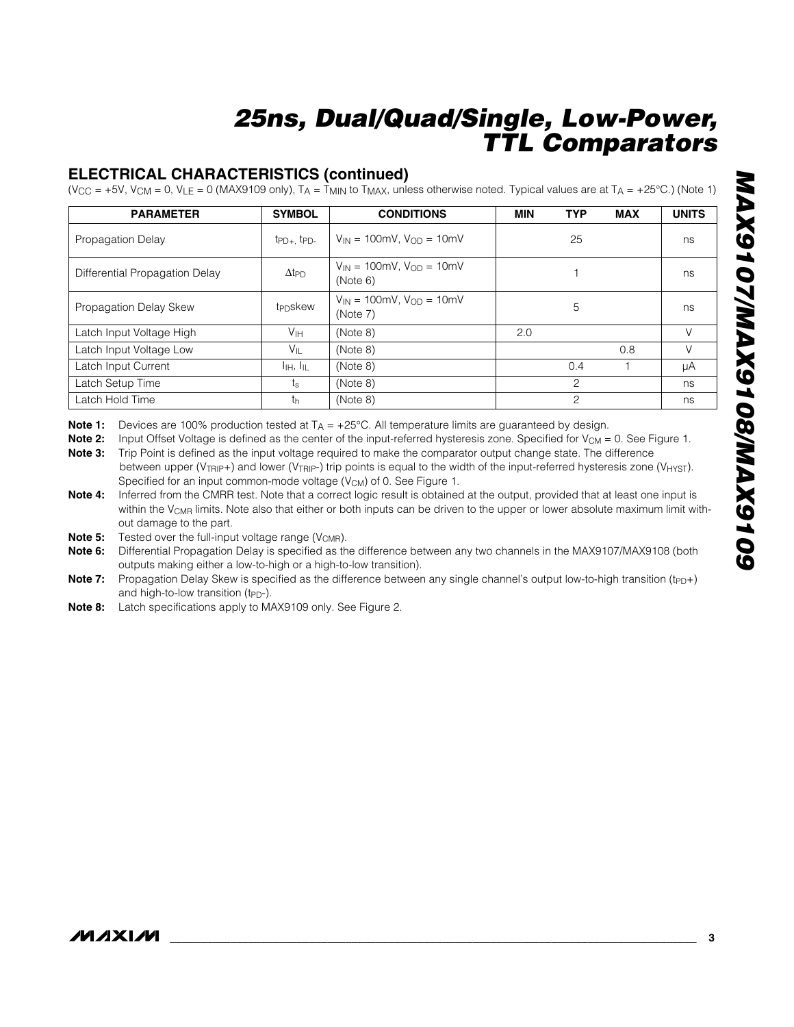## ELECTRICAL CHARACTERISTICS (continued)

($V_{CC}$ = +5V, $V_{CM}$ = 0, $V_{LE}$ = 0 (MAX9109 only), $T_A$ = $T_{MIN}$ to $T_{MAX}$, unless otherwise noted. Typical values are at $T_A$ = +25°C.) (Note 1)

| PARAMETER | SYMBOL | CONDITIONS | MIN | TYP | MAX | UNITS |
|---|---|---|---|---|---|---|
| Propagation Delay | $t_{PD+}$, $t_{PD-}$ | $V_{IN}$ = 100mV, $V_{OD}$ = 10mV | | 25 | | ns |
| Differential Propagation Delay | $\Delta t_{PD}$ | $V_{IN}$ = 100mV, $V_{OD}$ = 10mV (Note 6) | | 1 | | ns |
| Propagation Delay Skew | $t_{PD}$skew | $V_{IN}$ = 100mV, $V_{OD}$ = 10mV (Note 7) | | 5 | | ns |
| Latch Input Voltage High | $V_{IH}$ | (Note 8) | 2.0 | | | V |
| Latch Input Voltage Low | $V_{IL}$ | (Note 8) | | | 0.8 | V |
| Latch Input Current | $I_{IH}$, $I_{IL}$ | (Note 8) | | 0.4 | 1 | µA |
| Latch Setup Time | $t_s$ | (Note 8) | | 2 | | ns |
| Latch Hold Time | $t_h$ | (Note 8) | | 2 | | ns |

**Note 1:** Devices are 100% production tested at $T_A$ = +25°C. All temperature limits are guaranteed by design.

**Note 2:** Input Offset Voltage is defined as the center of the input-referred hysteresis zone. Specified for $V_{CM}$ = 0. See Figure 1.

**Note 3:** Trip Point is defined as the input voltage required to make the comparator output change state. The difference between upper ($V_{TRIP+}$) and lower ($V_{TRIP-}$) trip points is equal to the width of the input-referred hysteresis zone ($V_{HYST}$). Specified for an input common-mode voltage ($V_{CM}$) of 0. See Figure 1.

**Note 4:** Inferred from the CMRR test. Note that a correct logic result is obtained at the output, provided that at least one input is within the $V_{CMR}$ limits. Note also that either or both inputs can be driven to the upper or lower absolute maximum limit without damage to the part.

**Note 5:** Tested over the full-input voltage range ($V_{CMR}$).

**Note 6:** Differential Propagation Delay is specified as the difference between any two channels in the MAX9107/MAX9108 (both outputs making either a low-to-high or a high-to-low transition).

**Note 7:** Propagation Delay Skew is specified as the difference between any single channel's output low-to-high transition ($t_{PD+}$) and high-to-low transition ($t_{PD-}$).

**Note 8:** Latch specifications apply to MAX9109 only. See Figure 2.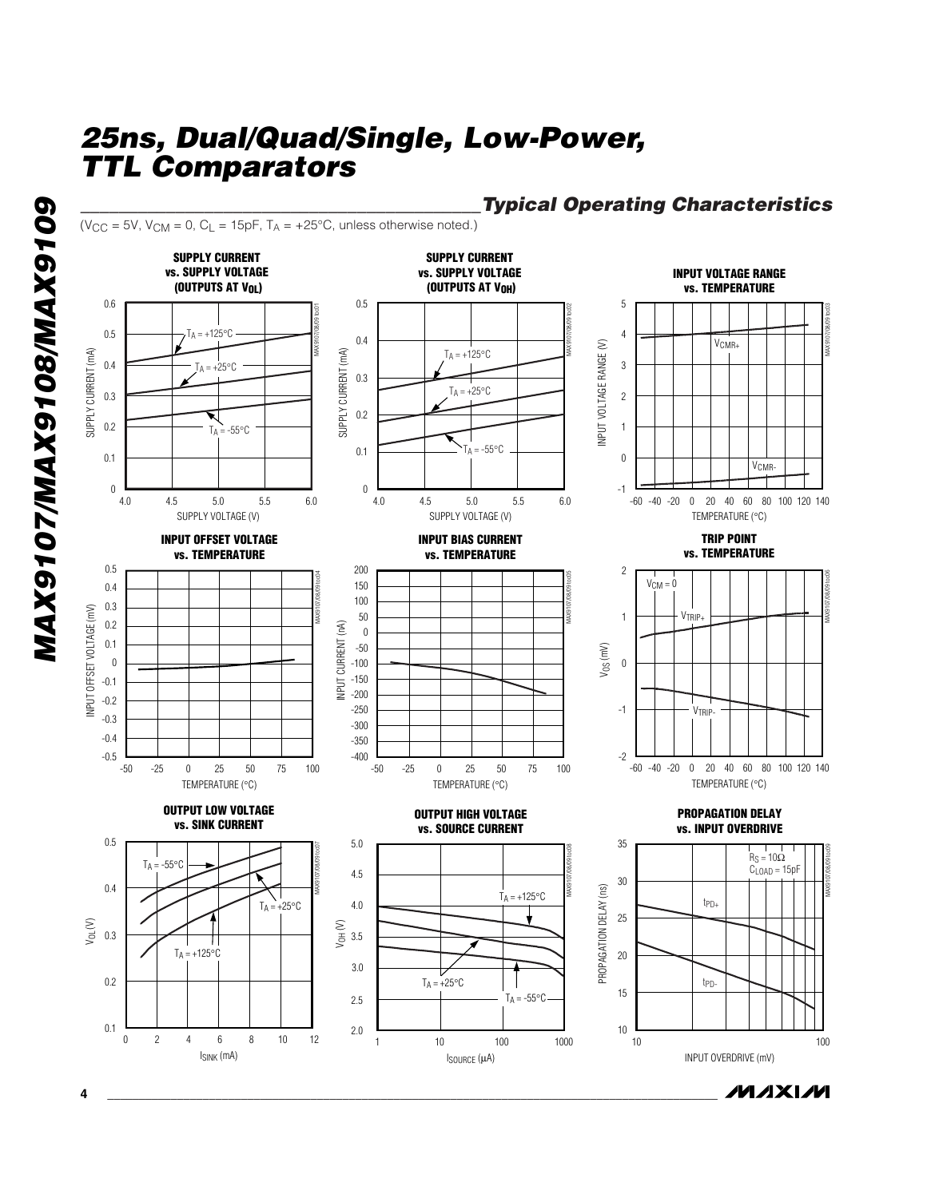## Typical Operating Characteristics

($V_{CC}$ = 5V, $V_{CM}$ = 0, $C_L$ = 15pF, $T_A$ = +25°C, unless otherwise noted.)

**SUPPLY CURRENT vs. SUPPLY VOLTAGE (OUTPUTS AT $V_{OL}$)**

**SUPPLY CURRENT vs. SUPPLY VOLTAGE (OUTPUTS AT $V_{OH}$)**

**INPUT VOLTAGE RANGE vs. TEMPERATURE**

**INPUT OFFSET VOLTAGE vs. TEMPERATURE**

**INPUT BIAS CURRENT vs. TEMPERATURE**

**TRIP POINT vs. TEMPERATURE**

**OUTPUT LOW VOLTAGE vs. SINK CURRENT**

**OUTPUT HIGH VOLTAGE vs. SOURCE CURRENT**

**PROPAGATION DELAY vs. INPUT OVERDRIVE**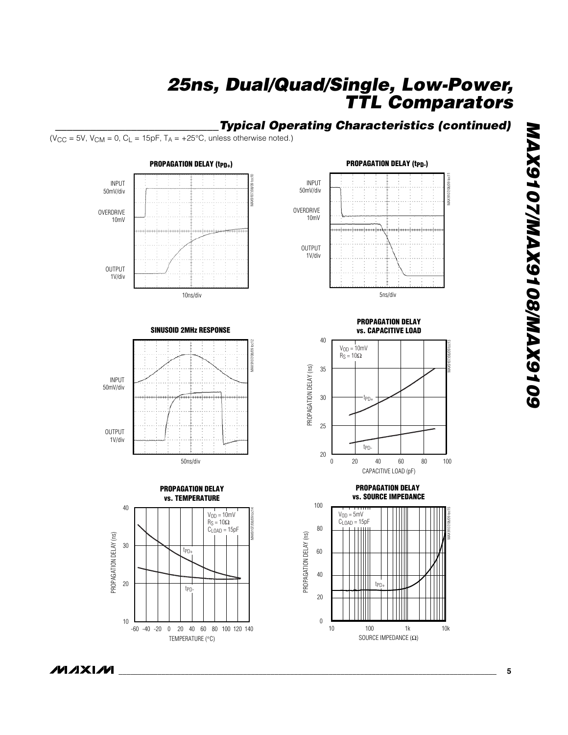## Typical Operating Characteristics (continued)

($V_{CC}$ = 5V, $V_{CM}$ = 0, $C_L$ = 15pF, $T_A$ = +25°C, unless otherwise noted.)

**PROPAGATION DELAY ($t_{PD+}$)**

INPUT 50mV/div

OVERDRIVE 10mV

OUTPUT 1V/div

10ns/div

**PROPAGATION DELAY ($t_{PD-}$)**

INPUT 50mV/div

OVERDRIVE 10mV

OUTPUT 1V/div

5ns/div

**SINUSOID 2MHz RESPONSE**

INPUT 50mV/div

OUTPUT 1V/div

50ns/div

**PROPAGATION DELAY vs. CAPACITIVE LOAD**

$V_{OD}$ = 10mV
$R_S$ = 10Ω

PROPAGATION DELAY (ns)

CAPACITIVE LOAD (pF)

**PROPAGATION DELAY vs. TEMPERATURE**

$V_{OD}$ = 10mV
$R_S$ = 10Ω
$C_{LOAD}$ = 15pF

PROPAGATION DELAY (ns)

TEMPERATURE (°C)

**PROPAGATION DELAY vs. SOURCE IMPEDANCE**

$V_{OD}$ = 5mV
$C_{LOAD}$ = 15pF

PROPAGATION DELAY (ns)

SOURCE IMPEDANCE (Ω)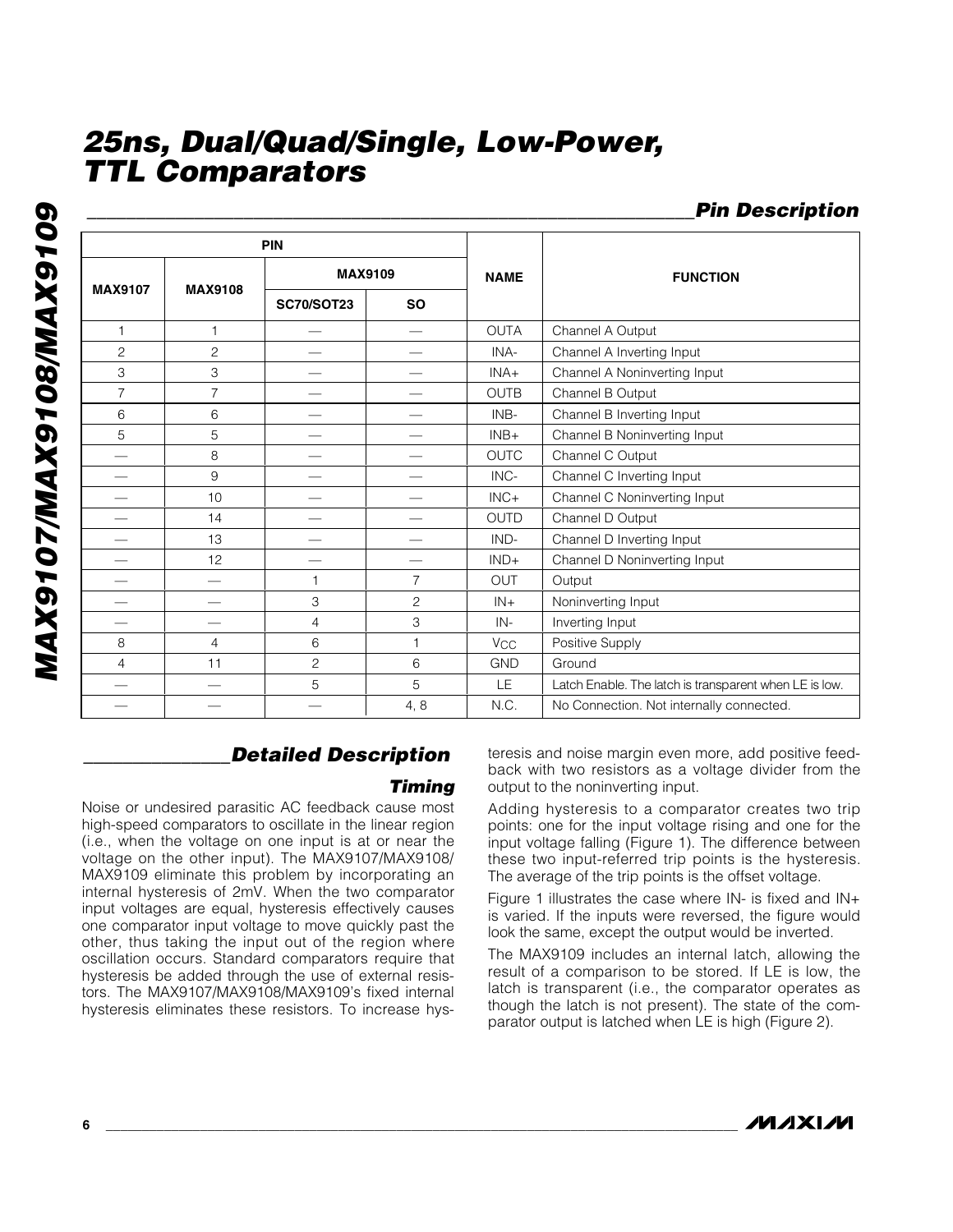## Pin Description

| PIN | | | | NAME | FUNCTION |
|---|---|---|---|---|---|
| MAX9107 | MAX9108 | MAX9109 | | | |
| | | SC70/SOT23 | SO | | |
| 1 | 1 | — | — | OUTA | Channel A Output |
| 2 | 2 | — | — | INA- | Channel A Inverting Input |
| 3 | 3 | — | — | INA+ | Channel A Noninverting Input |
| 7 | 7 | — | — | OUTB | Channel B Output |
| 6 | 6 | — | — | INB- | Channel B Inverting Input |
| 5 | 5 | — | — | INB+ | Channel B Noninverting Input |
| — | 8 | — | — | OUTC | Channel C Output |
| — | 9 | — | — | INC- | Channel C Inverting Input |
| — | 10 | — | — | INC+ | Channel C Noninverting Input |
| — | 14 | — | — | OUTD | Channel D Output |
| — | 13 | — | — | IND- | Channel D Inverting Input |
| — | 12 | — | — | IND+ | Channel D Noninverting Input |
| — | — | 1 | 7 | OUT | Output |
| — | — | 3 | 2 | IN+ | Noninverting Input |
| — | — | 4 | 3 | IN- | Inverting Input |
| 8 | 4 | 6 | 1 | $V_{CC}$ | Positive Supply |
| 4 | 11 | 2 | 6 | GND | Ground |
| — | — | 5 | 5 | LE | Latch Enable. The latch is transparent when LE is low. |
| — | — | — | 4, 8 | N.C. | No Connection. Not internally connected. |

## Detailed Description

### Timing

Noise or undesired parasitic AC feedback cause most high-speed comparators to oscillate in the linear region (i.e., when the voltage on one input is at or near the voltage on the other input). The MAX9107/MAX9108/MAX9109 eliminate this problem by incorporating an internal hysteresis of 2mV. When the two comparator input voltages are equal, hysteresis effectively causes one comparator input voltage to move quickly past the other, thus taking the input out of the region where oscillation occurs. Standard comparators require that hysteresis be added through the use of external resistors. The MAX9107/MAX9108/MAX9109's fixed internal hysteresis eliminates these resistors. To increase hysteresis and noise margin even more, add positive feedback with two resistors as a voltage divider from the output to the noninverting input.

Adding hysteresis to a comparator creates two trip points: one for the input voltage rising and one for the input voltage falling (Figure 1). The difference between these two input-referred trip points is the hysteresis. The average of the trip points is the offset voltage.

Figure 1 illustrates the case where IN- is fixed and IN+ is varied. If the inputs were reversed, the figure would look the same, except the output would be inverted.

The MAX9109 includes an internal latch, allowing the result of a comparison to be stored. If LE is low, the latch is transparent (i.e., the comparator operates as though the latch is not present). The state of the comparator output is latched when LE is high (Figure 2).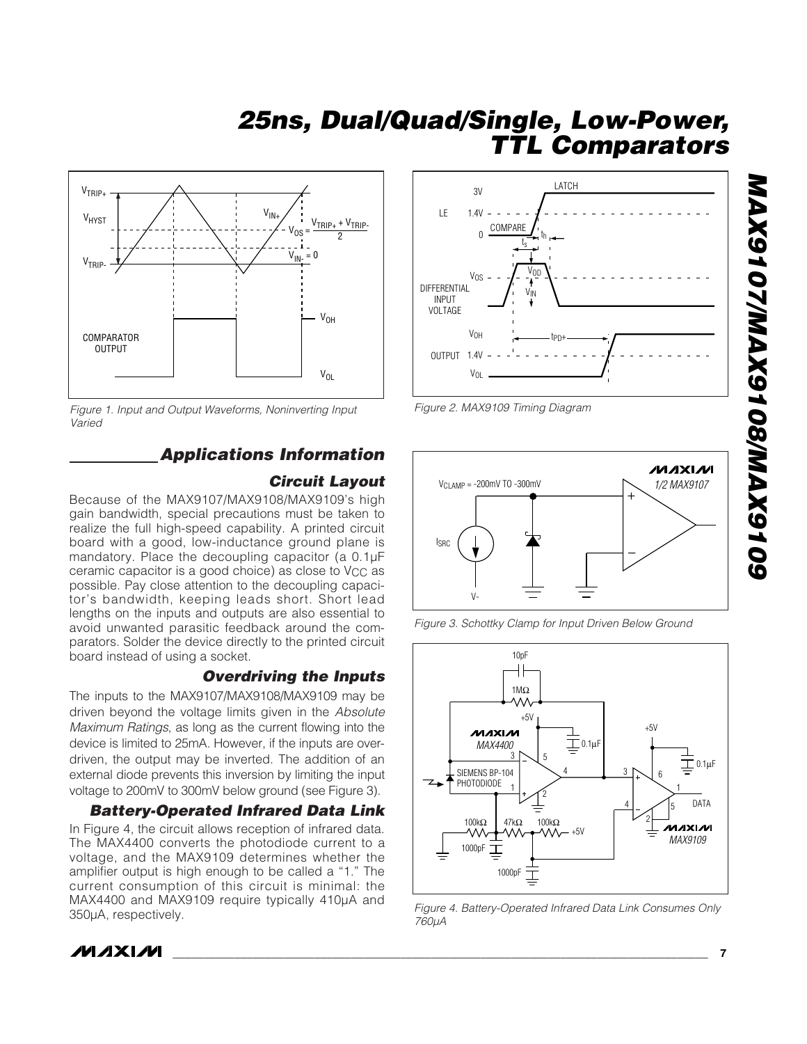Figure 1. Input and Output Waveforms, Noninverting Input Varied

Figure 2. MAX9109 Timing Diagram

## Applications Information

### Circuit Layout

Because of the MAX9107/MAX9108/MAX9109's high gain bandwidth, special precautions must be taken to realize the full high-speed capability. A printed circuit board with a good, low-inductance ground plane is mandatory. Place the decoupling capacitor (a 0.1µF ceramic capacitor is a good choice) as close to $V_{CC}$ as possible. Pay close attention to the decoupling capacitor's bandwidth, keeping leads short. Short lead lengths on the inputs and outputs are also essential to avoid unwanted parasitic feedback around the comparators. Solder the device directly to the printed circuit board instead of using a socket.

### Overdriving the Inputs

The inputs to the MAX9107/MAX9108/MAX9109 may be driven beyond the voltage limits given in the *Absolute Maximum Ratings*, as long as the current flowing into the device is limited to 25mA. However, if the inputs are overdriven, the output may be inverted. The addition of an external diode prevents this inversion by limiting the input voltage to 200mV to 300mV below ground (see Figure 3).

### Battery-Operated Infrared Data Link

In Figure 4, the circuit allows reception of infrared data. The MAX4400 converts the photodiode current to a voltage, and the MAX9109 determines whether the amplifier output is high enough to be called a "1." The current consumption of this circuit is minimal: the MAX4400 and MAX9109 require typically 410µA and 350µA, respectively.

Figure 3. Schottky Clamp for Input Driven Below Ground

Figure 4. Battery-Operated Infrared Data Link Consumes Only 760µA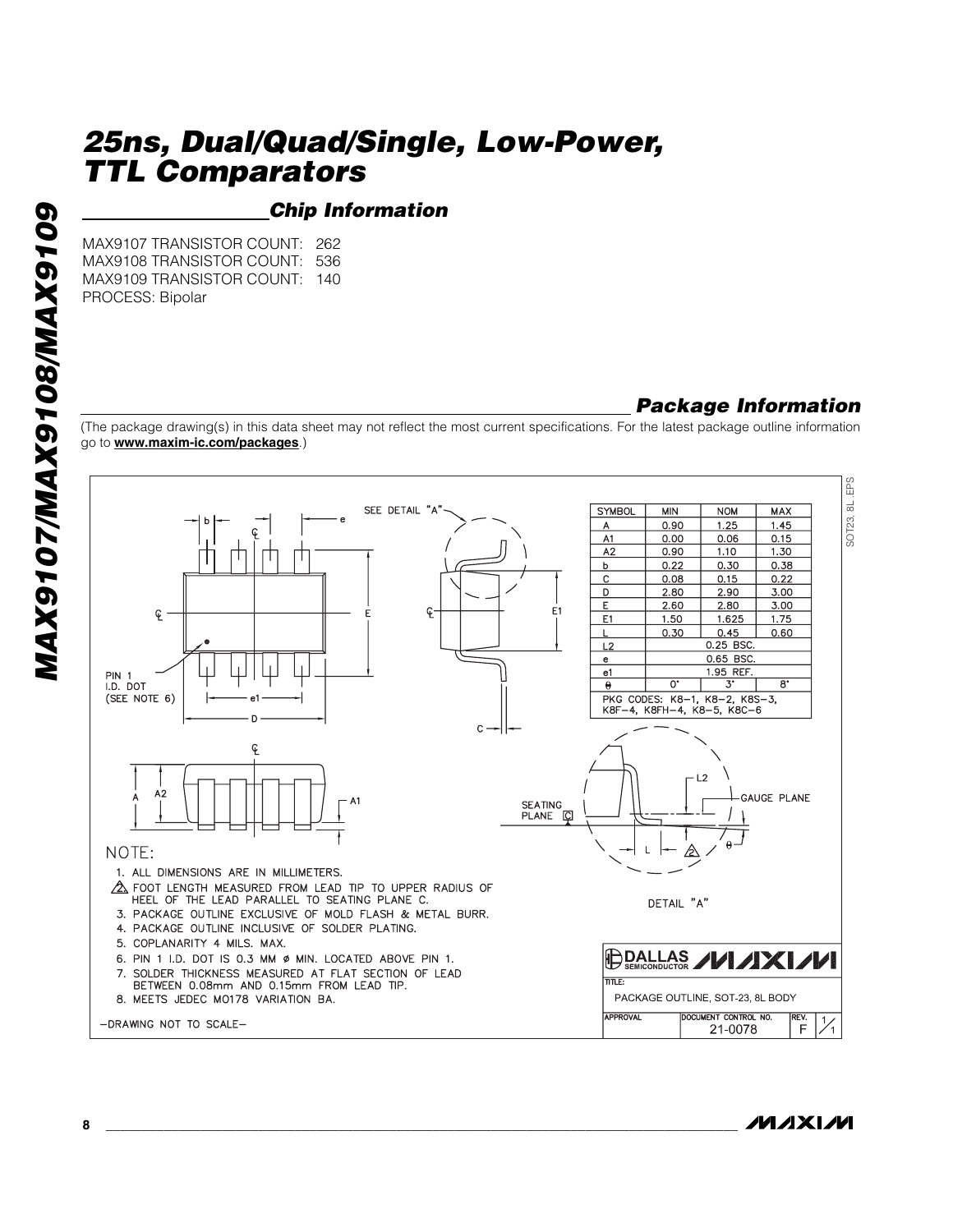## Chip Information

MAX9107 TRANSISTOR COUNT: 262
MAX9108 TRANSISTOR COUNT: 536
MAX9109 TRANSISTOR COUNT: 140
PROCESS: Bipolar

## Package Information

(The package drawing(s) in this data sheet may not reflect the most current specifications. For the latest package outline information go to **www.maxim-ic.com/packages**.)

| SYMBOL | MIN | NOM | MAX |
|---|---|---|---|
| A | 0.90 | 1.25 | 1.45 |
| A1 | 0.00 | 0.06 | 0.15 |
| A2 | 0.90 | 1.10 | 1.30 |
| b | 0.22 | 0.30 | 0.38 |
| C | 0.08 | 0.15 | 0.22 |
| D | 2.80 | 2.90 | 3.00 |
| E | 2.60 | 2.80 | 3.00 |
| E1 | 1.50 | 1.625 | 1.75 |
| L | 0.30 | 0.45 | 0.60 |
| L2 | 0.25 BSC. | | |
| e | 0.65 BSC. | | |
| e1 | 1.95 REF. | | |
| θ | 0° | 3° | 8° |

PKG CODES: K8-1, K8-2, K8S-3, K8F-4, K8FH-4, K8-5, K8C-6

NOTE:

1. ALL DIMENSIONS ARE IN MILLIMETERS.
2. FOOT LENGTH MEASURED FROM LEAD TIP TO UPPER RADIUS OF HEEL OF THE LEAD PARALLEL TO SEATING PLANE C.
3. PACKAGE OUTLINE EXCLUSIVE OF MOLD FLASH & METAL BURR.
4. PACKAGE OUTLINE INCLUSIVE OF SOLDER PLATING.
5. COPLANARITY 4 MILS. MAX.
6. PIN 1 I.D. DOT IS 0.3 MM ø MIN. LOCATED ABOVE PIN 1.
7. SOLDER THICKNESS MEASURED AT FLAT SECTION OF LEAD BETWEEN 0.08mm AND 0.15mm FROM LEAD TIP.
8. MEETS JEDEC MO178 VARIATION BA.

-DRAWING NOT TO SCALE-

TITLE: PACKAGE OUTLINE, SOT-23, 8L BODY

DOCUMENT CONTROL NO. 21-0078 REV. F 1/1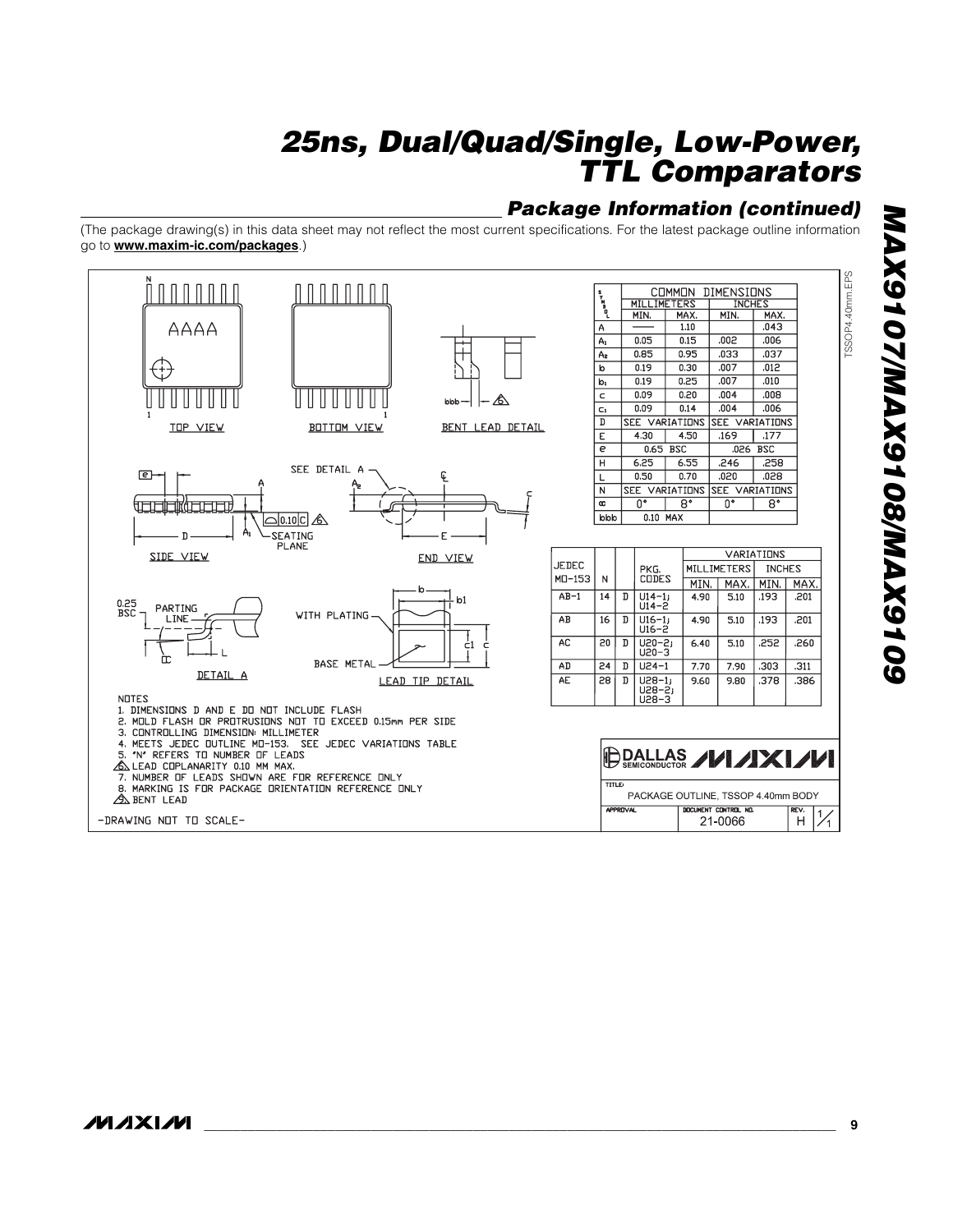## Package Information (continued)

(The package drawing(s) in this data sheet may not reflect the most current specifications. For the latest package outline information go to **www.maxim-ic.com/packages**.)

TOP VIEW — BOTTOM VIEW — BENT LEAD DETAIL — SIDE VIEW — END VIEW — DETAIL A — LEAD TIP DETAIL

| SYMBOL | COMMON DIMENSIONS | | | |
|---|---|---|---|---|
| | MILLIMETERS | | INCHES | |
| | MIN. | MAX. | MIN. | MAX. |
| A | —— | 1.10 | | .043 |
| A1 | 0.05 | 0.15 | .002 | .006 |
| A2 | 0.85 | 0.95 | .033 | .037 |
| b | 0.19 | 0.30 | .007 | .012 |
| b1 | 0.19 | 0.25 | .007 | .010 |
| c | 0.09 | 0.20 | .004 | .008 |
| c1 | 0.09 | 0.14 | .004 | .006 |
| D | SEE VARIATIONS | | SEE VARIATIONS | |
| E | 4.30 | 4.50 | .169 | .177 |
| e | 0.65 BSC | | .026 BSC | |
| H | 6.25 | 6.55 | .246 | .258 |
| L | 0.50 | 0.70 | .020 | .028 |
| N | SEE VARIATIONS | | SEE VARIATIONS | |
| α | 0° | 8° | 0° | 8° |
| bbb | 0.10 MAX | | | |

| JEDEC MO-153 | N | | PKG. CODES | VARIATIONS | | | |
|---|---|---|---|---|---|---|---|
| | | | | MILLIMETERS | | INCHES | |
| | | | | MIN. | MAX. | MIN. | MAX. |
| AB-1 | 14 | D | U14-1, U14-2 | 4.90 | 5.10 | .193 | .201 |
| AB | 16 | D | U16-1, U16-2 | 4.90 | 5.10 | .193 | .201 |
| AC | 20 | D | U20-2, U20-3 | 6.40 | 5.10 | .252 | .260 |
| AD | 24 | D | U24-1 | 7.70 | 7.90 | .303 | .311 |
| AE | 28 | D | U28-1, U28-2, U28-3 | 9.60 | 9.80 | .378 | .386 |

NOTES
1. DIMENSIONS D AND E DO NOT INCLUDE FLASH
2. MOLD FLASH OR PROTRUSIONS NOT TO EXCEED 0.15mm PER SIDE
3. CONTROLLING DIMENSION: MILLIMETER
4. MEETS JEDEC OUTLINE MO-153. SEE JEDEC VARIATIONS TABLE
5. "N" REFERS TO NUMBER OF LEADS
6. LEAD COPLANARITY 0.10 MM MAX.
7. NUMBER OF LEADS SHOWN ARE FOR REFERENCE ONLY
8. MARKING IS FOR PACKAGE ORIENTATION REFERENCE ONLY
9. BENT LEAD

-DRAWING NOT TO SCALE-

TITLE: PACKAGE OUTLINE, TSSOP 4.40mm BODY

DOCUMENT CONTROL NO. 21-0066 REV. H 1/1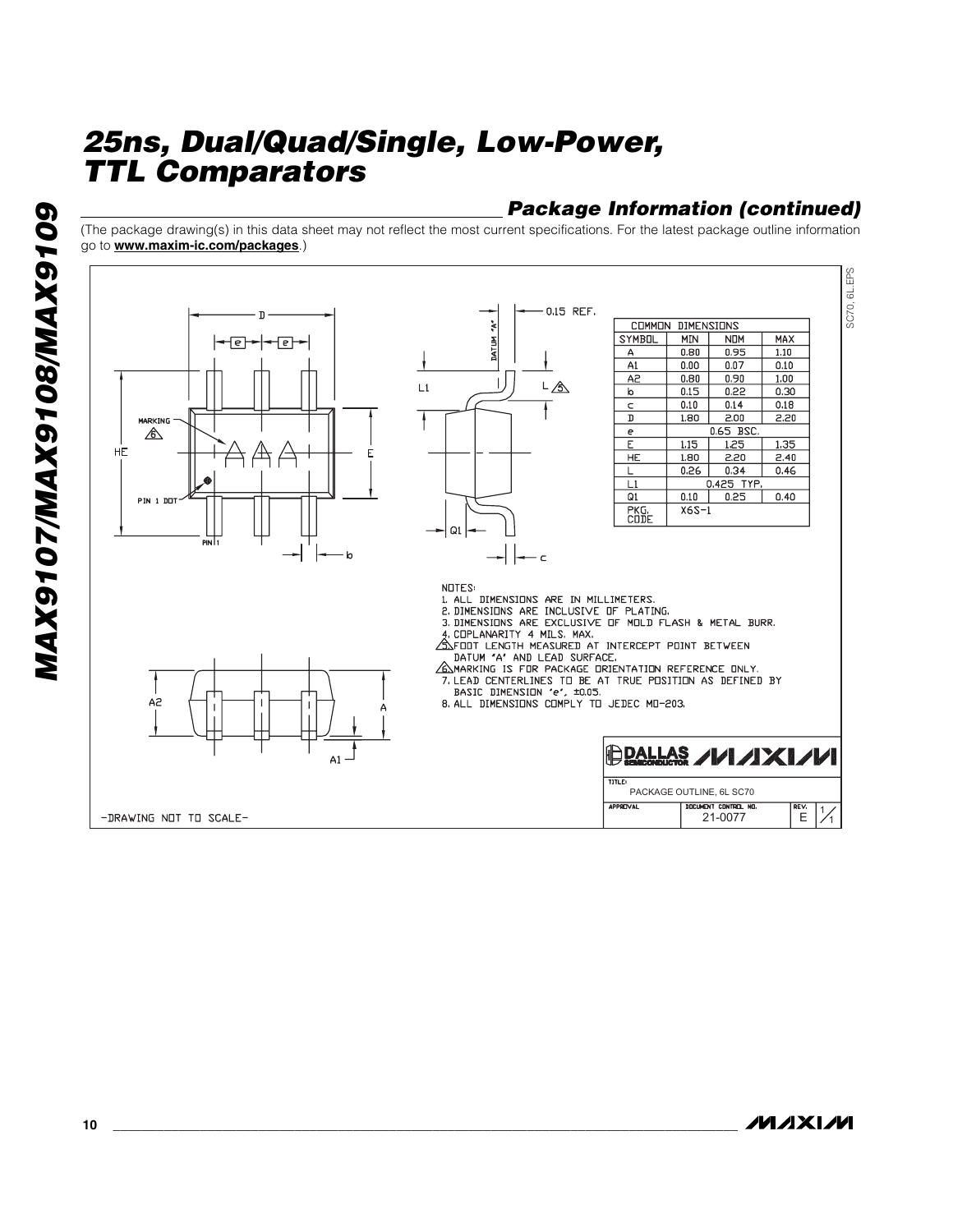## Package Information (continued)

(The package drawing(s) in this data sheet may not reflect the most current specifications. For the latest package outline information go to **www.maxim-ic.com/packages**.)

| COMMON DIMENSIONS | | | |
|---|---|---|---|
| SYMBOL | MIN | NOM | MAX |
| A | 0.80 | 0.95 | 1.10 |
| A1 | 0.00 | 0.07 | 0.10 |
| A2 | 0.80 | 0.90 | 1.00 |
| b | 0.15 | 0.22 | 0.30 |
| c | 0.10 | 0.14 | 0.18 |
| D | 1.80 | 2.00 | 2.20 |
| e | | 0.65 BSC. | |
| E | 1.15 | 1.25 | 1.35 |
| HE | 1.80 | 2.20 | 2.40 |
| L | 0.26 | 0.34 | 0.46 |
| L1 | | 0.425 TYP. | |
| Q1 | 0.10 | 0.25 | 0.40 |
| PKG. CODE | X6S-1 | | |

NOTES:
1. ALL DIMENSIONS ARE IN MILLIMETERS.
2. DIMENSIONS ARE INCLUSIVE OF PLATING.
3. DIMENSIONS ARE EXCLUSIVE OF MOLD FLASH & METAL BURR.
4. COPLANARITY 4 MILS. MAX.
5. FOOT LENGTH MEASURED AT INTERCEPT POINT BETWEEN DATUM "A" AND LEAD SURFACE.
6. MARKING IS FOR PACKAGE ORIENTATION REFERENCE ONLY.
7. LEAD CENTERLINES TO BE AT TRUE POSITION AS DEFINED BY BASIC DIMENSION "e", ±0.05.
8. ALL DIMENSIONS COMPLY TO JEDEC MO-203.

-DRAWING NOT TO SCALE-

TITLE: PACKAGE OUTLINE, 6L SC70

DOCUMENT CONTROL NO.: 21-0077 REV.: E 1/1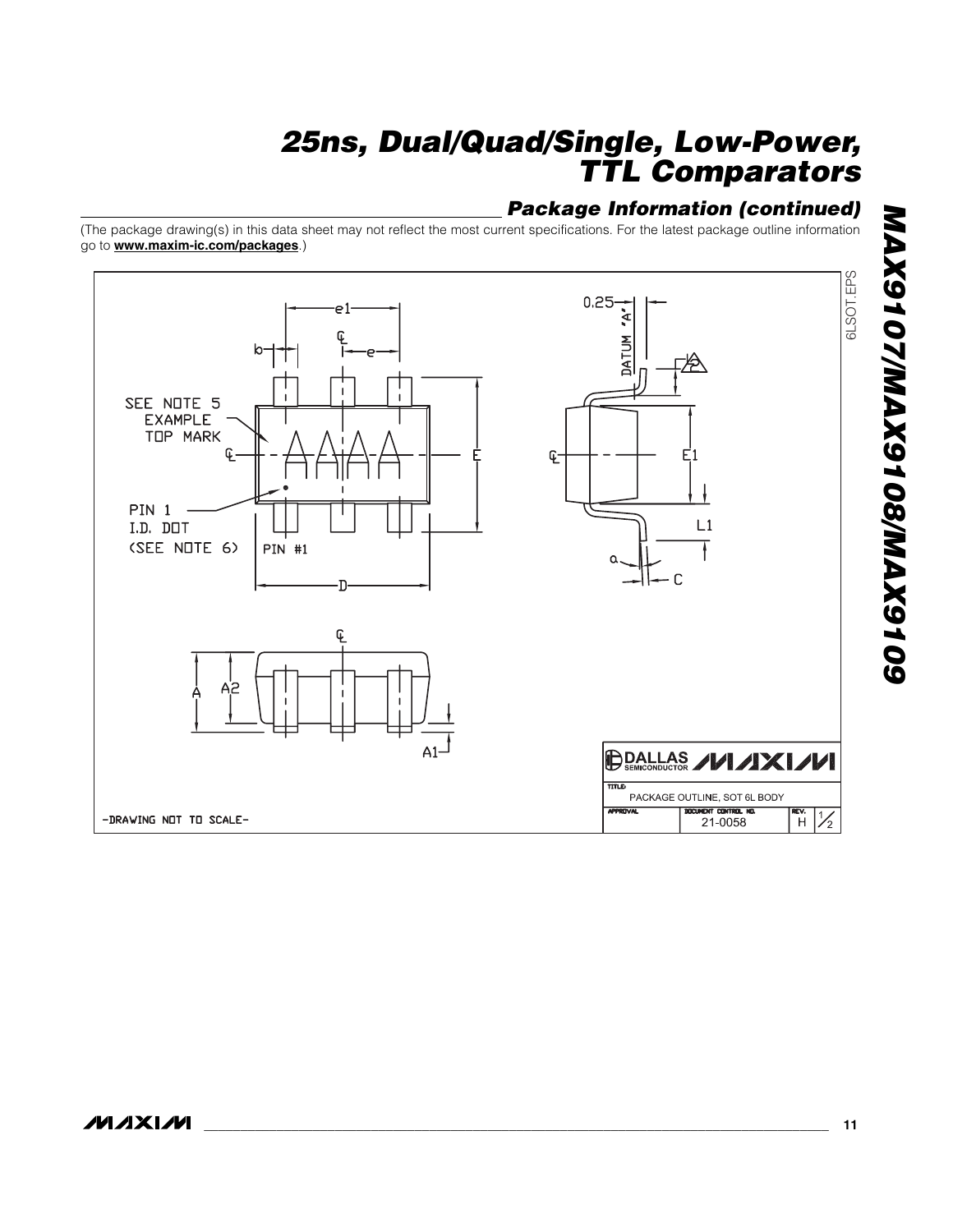## Package Information (continued)

(The package drawing(s) in this data sheet may not reflect the most current specifications. For the latest package outline information go to **www.maxim-ic.com/packages**.)

6LSOT.EPS

SEE NOTE 5
EXAMPLE
TOP MARK

PIN 1
I.D. DOT
(SEE NOTE 6)

PIN #1

DATUM 'A'

-DRAWING NOT TO SCALE-

TITLE: PACKAGE OUTLINE, SOT 6L BODY

APPROVAL | DOCUMENT CONTROL NO. 21-0058 | REV. H | 1/2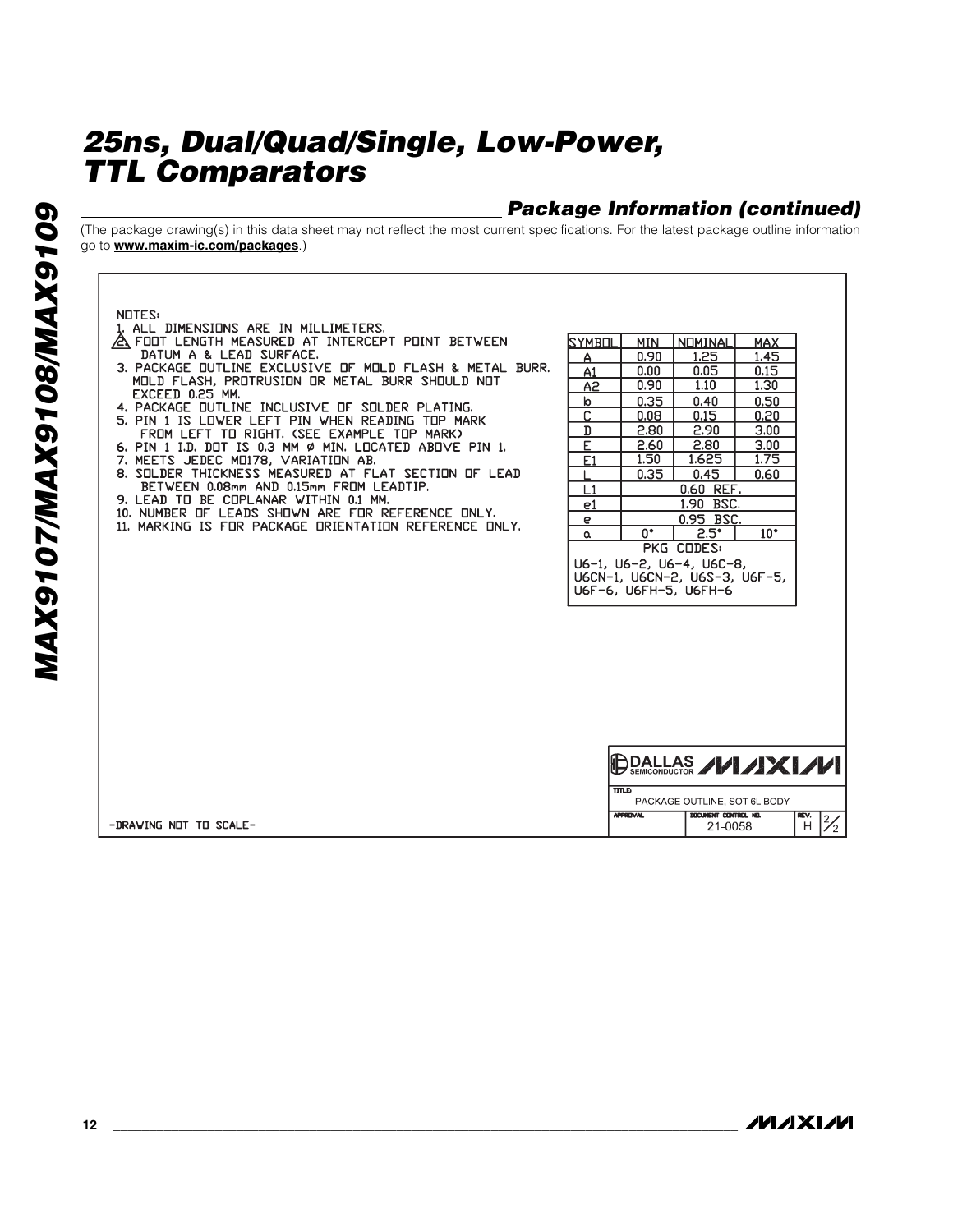## Package Information (continued)

(The package drawing(s) in this data sheet may not reflect the most current specifications. For the latest package outline information go to **www.maxim-ic.com/packages**.)

NOTES:
1. ALL DIMENSIONS ARE IN MILLIMETERS.
2. FOOT LENGTH MEASURED AT INTERCEPT POINT BETWEEN DATUM A & LEAD SURFACE.
3. PACKAGE OUTLINE EXCLUSIVE OF MOLD FLASH & METAL BURR. MOLD FLASH, PROTRUSION OR METAL BURR SHOULD NOT EXCEED 0.25 MM.
4. PACKAGE OUTLINE INCLUSIVE OF SOLDER PLATING.
5. PIN 1 IS LOWER LEFT PIN WHEN READING TOP MARK FROM LEFT TO RIGHT. (SEE EXAMPLE TOP MARK)
6. PIN 1 I.D. DOT IS 0.3 MM Ø MIN. LOCATED ABOVE PIN 1.
7. MEETS JEDEC MO178, VARIATION AB.
8. SOLDER THICKNESS MEASURED AT FLAT SECTION OF LEAD BETWEEN 0.08mm AND 0.15mm FROM LEADTIP.
9. LEAD TO BE COPLANAR WITHIN 0.1 MM.
10. NUMBER OF LEADS SHOWN ARE FOR REFERENCE ONLY.
11. MARKING IS FOR PACKAGE ORIENTATION REFERENCE ONLY.

| SYMBOL | MIN | NOMINAL | MAX |
|---|---|---|---|
| A | 0.90 | 1.25 | 1.45 |
| A1 | 0.00 | 0.05 | 0.15 |
| A2 | 0.90 | 1.10 | 1.30 |
| b | 0.35 | 0.40 | 0.50 |
| C | 0.08 | 0.15 | 0.20 |
| D | 2.80 | 2.90 | 3.00 |
| E | 2.60 | 2.80 | 3.00 |
| E1 | 1.50 | 1.625 | 1.75 |
| L | 0.35 | 0.45 | 0.60 |
| L1 | | 0.60 REF. | |
| e1 | | 1.90 BSC. | |
| e | | 0.95 BSC. | |
| α | 0° | 2.5° | 10° |

PKG CODES:
U6-1, U6-2, U6-4, U6C-8, U6CN-1, U6CN-2, U6S-3, U6F-5, U6F-6, U6FH-5, U6FH-6

-DRAWING NOT TO SCALE-

DALLAS SEMICONDUCTOR MAXIM

TITLE: PACKAGE OUTLINE, SOT 6L BODY

APPROVAL | DOCUMENT CONTROL NO. 21-0058 | REV. H | 2/2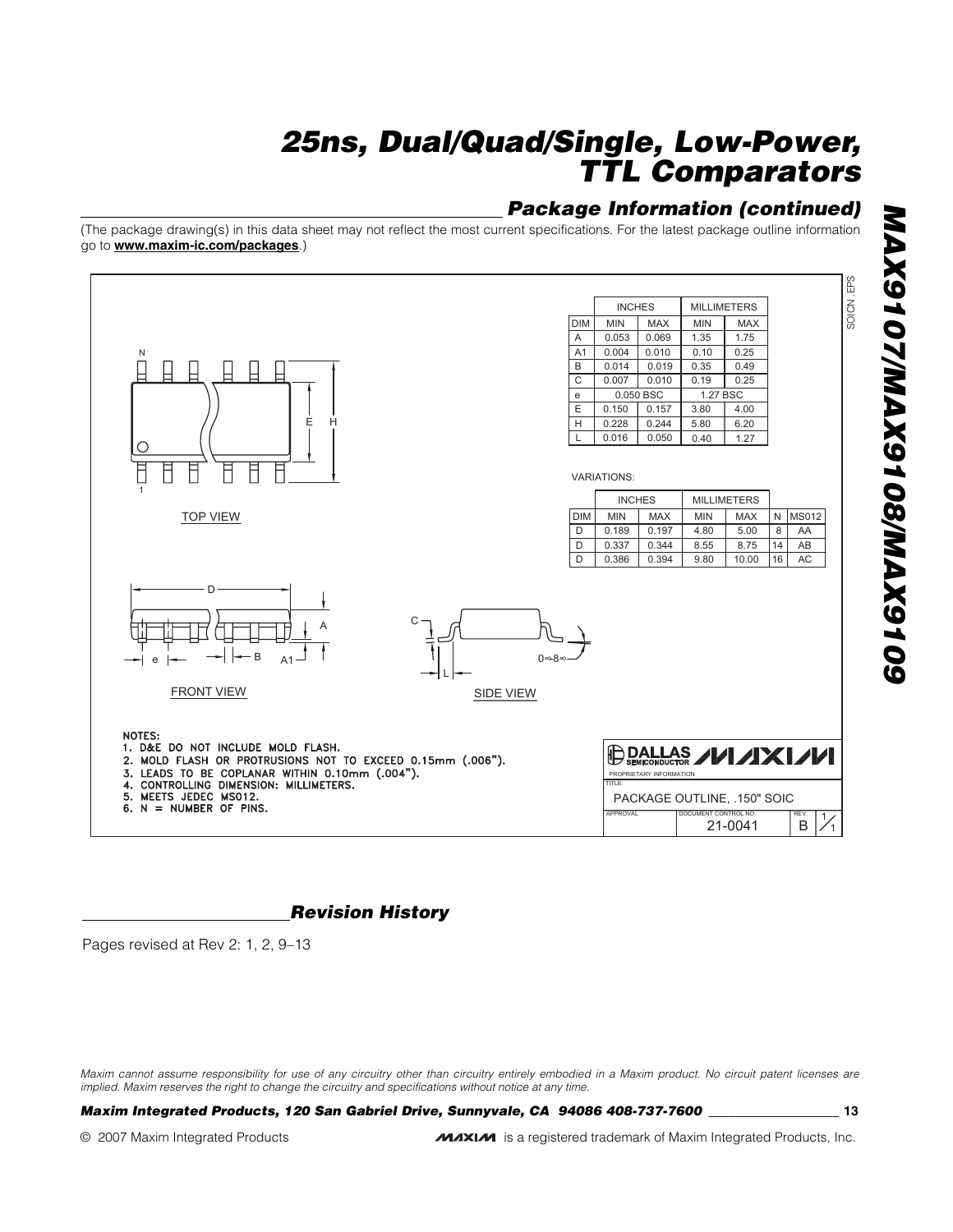## Package Information (continued)

(The package drawing(s) in this data sheet may not reflect the most current specifications. For the latest package outline information go to **www.maxim-ic.com/packages**.)

| | INCHES | | MILLIMETERS | |
|---|---|---|---|---|
| DIM | MIN | MAX | MIN | MAX |
| A | 0.053 | 0.069 | 1.35 | 1.75 |
| A1 | 0.004 | 0.010 | 0.10 | 0.25 |
| B | 0.014 | 0.019 | 0.35 | 0.49 |
| C | 0.007 | 0.010 | 0.19 | 0.25 |
| e | 0.050 BSC | | 1.27 BSC | |
| E | 0.150 | 0.157 | 3.80 | 4.00 |
| H | 0.228 | 0.244 | 5.80 | 6.20 |
| L | 0.016 | 0.050 | 0.40 | 1.27 |

VARIATIONS:

| | INCHES | | MILLIMETERS | | | |
|---|---|---|---|---|---|---|
| DIM | MIN | MAX | MIN | MAX | N | MS012 |
| D | 0.189 | 0.197 | 4.80 | 5.00 | 8 | AA |
| D | 0.337 | 0.344 | 8.55 | 8.75 | 14 | AB |
| D | 0.386 | 0.394 | 9.80 | 10.00 | 16 | AC |

TOP VIEW

FRONT VIEW

SIDE VIEW

NOTES:
1. D&E DO NOT INCLUDE MOLD FLASH.
2. MOLD FLASH OR PROTRUSIONS NOT TO EXCEED 0.15mm (.006").
3. LEADS TO BE COPLANAR WITHIN 0.10mm (.004").
4. CONTROLLING DIMENSION: MILLIMETERS.
5. MEETS JEDEC MS012.
6. N = NUMBER OF PINS.

PROPRIETARY INFORMATION
TITLE: PACKAGE OUTLINE, .150" SOIC
DOCUMENT CONTROL NO. 21-0041 REV. B 1/1

## Revision History

Pages revised at Rev 2: 1, 2, 9–13

*Maxim cannot assume responsibility for use of any circuitry other than circuitry entirely embodied in a Maxim product. No circuit patent licenses are implied. Maxim reserves the right to change the circuitry and specifications without notice at any time.*

***Maxim Integrated Products, 120 San Gabriel Drive, Sunnyvale, CA 94086 408-737-7600***

© 2007 Maxim Integrated Products

MAXIM is a registered trademark of Maxim Integrated Products, Inc.